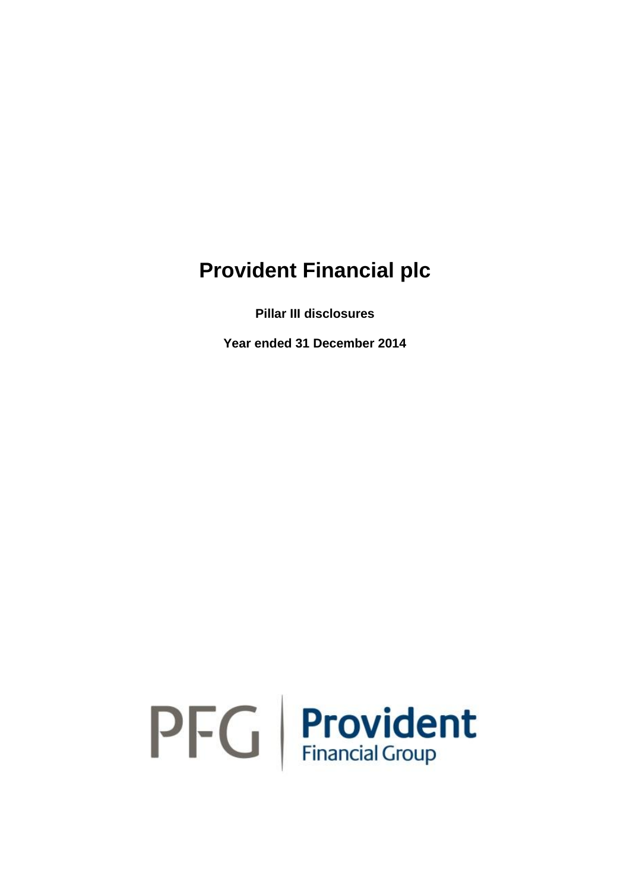# Provident Financial plc

**Pillar III disclosures**

**Year ended 31 December 2014**

PFG | Provident Financial Group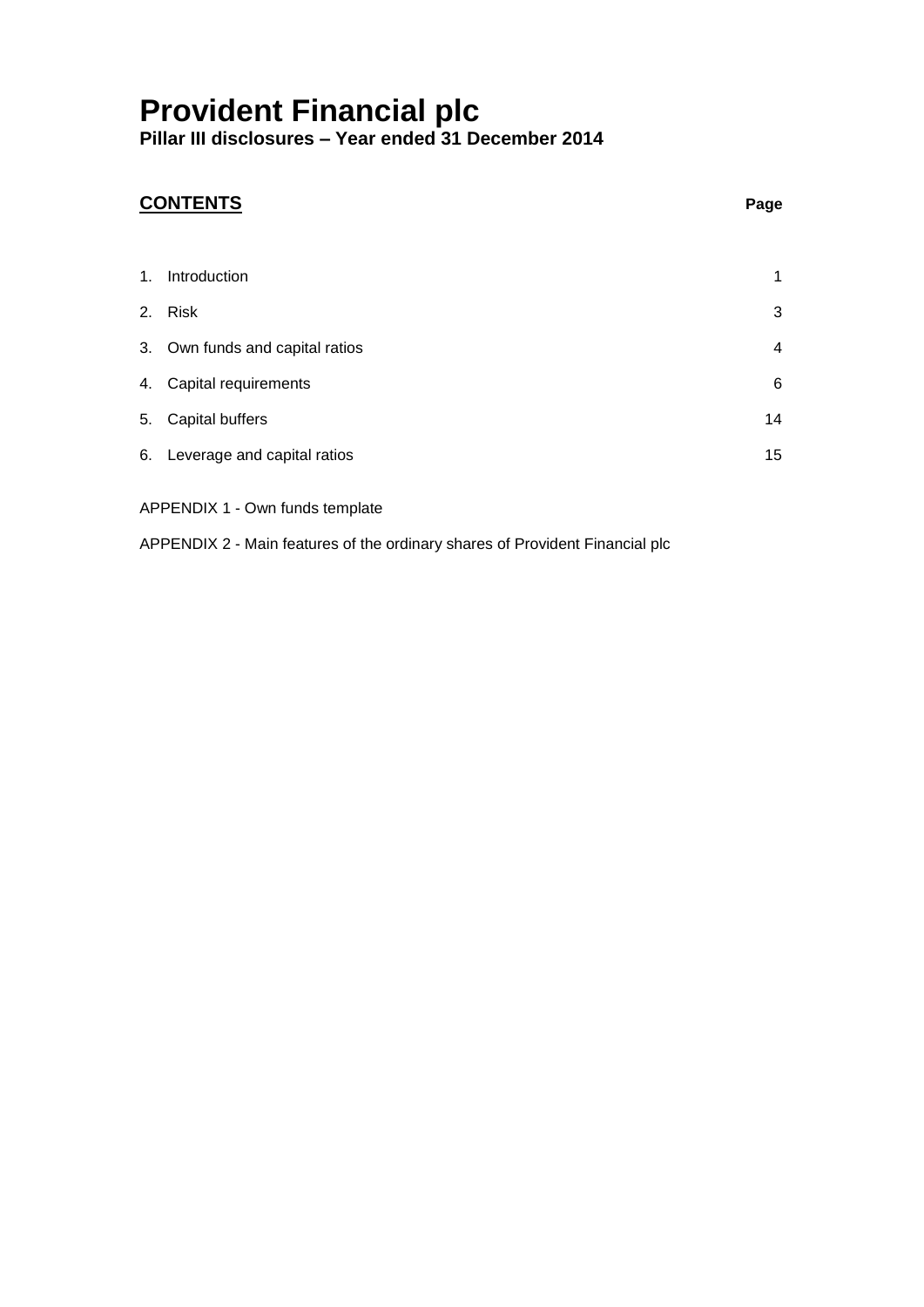# Provident Financial plc

**Pillar III disclosures – Year ended 31 December 2014**

## CONTENTS

| | | Page |
|---|---|---|
| 1. | Introduction | 1 |
| 2. | Risk | 3 |
| 3. | Own funds and capital ratios | 4 |
| 4. | Capital requirements | 6 |
| 5. | Capital buffers | 14 |
| 6. | Leverage and capital ratios | 15 |

APPENDIX 1 - Own funds template

APPENDIX 2 - Main features of the ordinary shares of Provident Financial plc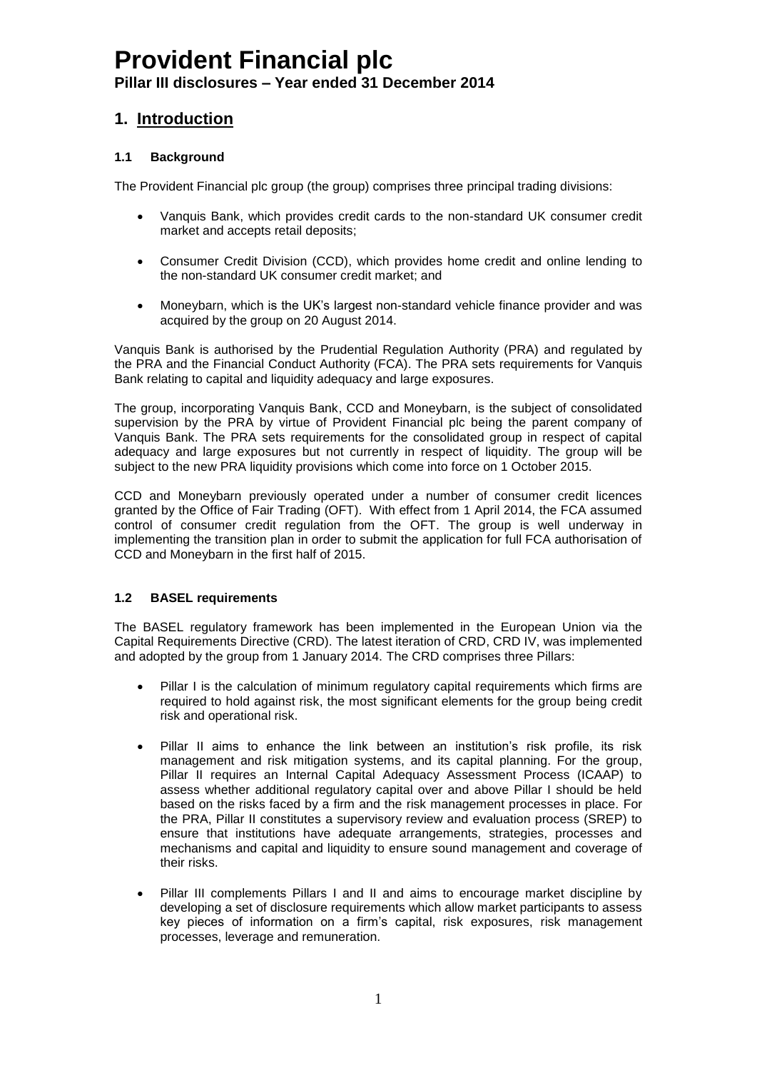# Provident Financial plc

**Pillar III disclosures – Year ended 31 December 2014**

## 1. Introduction

### 1.1 Background

The Provident Financial plc group (the group) comprises three principal trading divisions:

- Vanquis Bank, which provides credit cards to the non-standard UK consumer credit market and accepts retail deposits;
- Consumer Credit Division (CCD), which provides home credit and online lending to the non-standard UK consumer credit market; and
- Moneybarn, which is the UK's largest non-standard vehicle finance provider and was acquired by the group on 20 August 2014.

Vanquis Bank is authorised by the Prudential Regulation Authority (PRA) and regulated by the PRA and the Financial Conduct Authority (FCA). The PRA sets requirements for Vanquis Bank relating to capital and liquidity adequacy and large exposures.

The group, incorporating Vanquis Bank, CCD and Moneybarn, is the subject of consolidated supervision by the PRA by virtue of Provident Financial plc being the parent company of Vanquis Bank. The PRA sets requirements for the consolidated group in respect of capital adequacy and large exposures but not currently in respect of liquidity. The group will be subject to the new PRA liquidity provisions which come into force on 1 October 2015.

CCD and Moneybarn previously operated under a number of consumer credit licences granted by the Office of Fair Trading (OFT). With effect from 1 April 2014, the FCA assumed control of consumer credit regulation from the OFT. The group is well underway in implementing the transition plan in order to submit the application for full FCA authorisation of CCD and Moneybarn in the first half of 2015.

### 1.2 BASEL requirements

The BASEL regulatory framework has been implemented in the European Union via the Capital Requirements Directive (CRD). The latest iteration of CRD, CRD IV, was implemented and adopted by the group from 1 January 2014. The CRD comprises three Pillars:

- Pillar I is the calculation of minimum regulatory capital requirements which firms are required to hold against risk, the most significant elements for the group being credit risk and operational risk.
- Pillar II aims to enhance the link between an institution's risk profile, its risk management and risk mitigation systems, and its capital planning. For the group, Pillar II requires an Internal Capital Adequacy Assessment Process (ICAAP) to assess whether additional regulatory capital over and above Pillar I should be held based on the risks faced by a firm and the risk management processes in place. For the PRA, Pillar II constitutes a supervisory review and evaluation process (SREP) to ensure that institutions have adequate arrangements, strategies, processes and mechanisms and capital and liquidity to ensure sound management and coverage of their risks.
- Pillar III complements Pillars I and II and aims to encourage market discipline by developing a set of disclosure requirements which allow market participants to assess key pieces of information on a firm's capital, risk exposures, risk management processes, leverage and remuneration.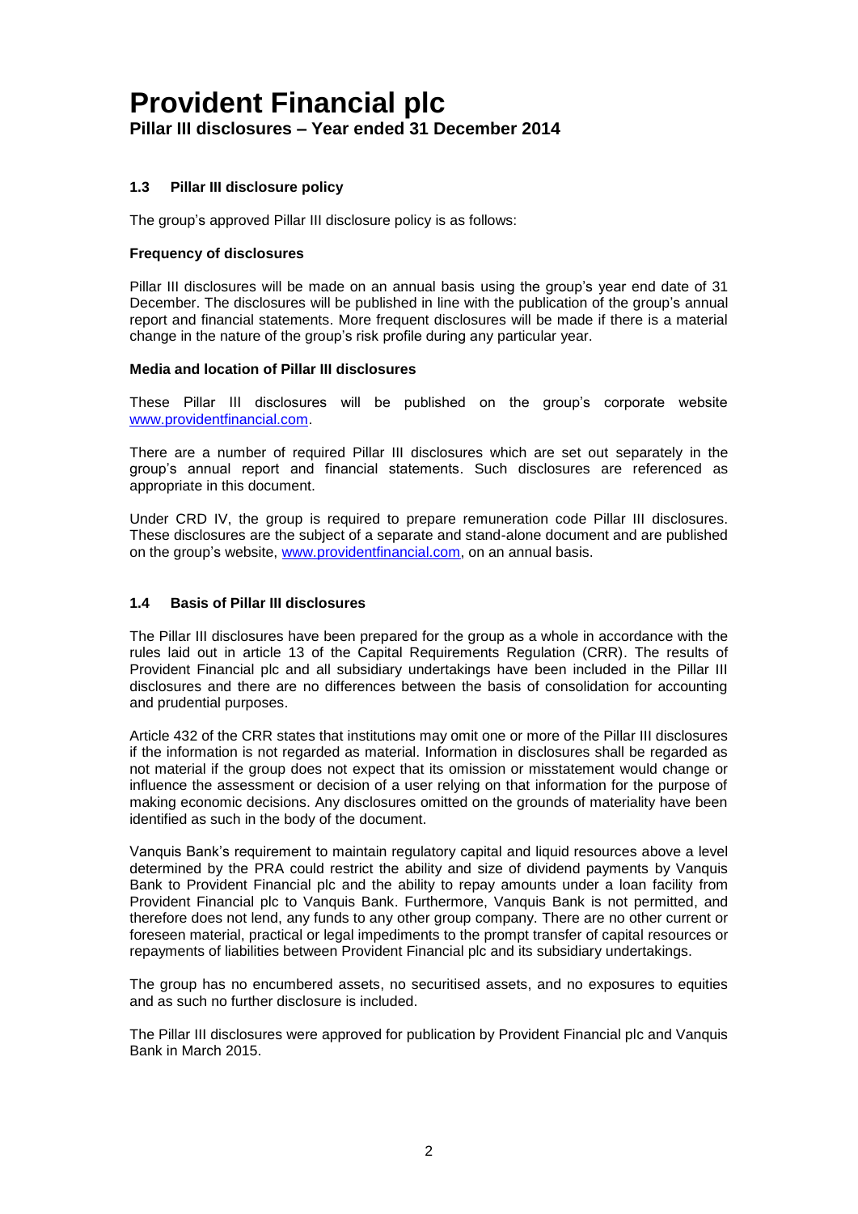### 1.3 Pillar III disclosure policy

The group's approved Pillar III disclosure policy is as follows:

**Frequency of disclosures**

Pillar III disclosures will be made on an annual basis using the group's year end date of 31 December. The disclosures will be published in line with the publication of the group's annual report and financial statements. More frequent disclosures will be made if there is a material change in the nature of the group's risk profile during any particular year.

**Media and location of Pillar III disclosures**

These Pillar III disclosures will be published on the group's corporate website www.providentfinancial.com.

There are a number of required Pillar III disclosures which are set out separately in the group's annual report and financial statements. Such disclosures are referenced as appropriate in this document.

Under CRD IV, the group is required to prepare remuneration code Pillar III disclosures. These disclosures are the subject of a separate and stand-alone document and are published on the group's website, www.providentfinancial.com, on an annual basis.

### 1.4 Basis of Pillar III disclosures

The Pillar III disclosures have been prepared for the group as a whole in accordance with the rules laid out in article 13 of the Capital Requirements Regulation (CRR). The results of Provident Financial plc and all subsidiary undertakings have been included in the Pillar III disclosures and there are no differences between the basis of consolidation for accounting and prudential purposes.

Article 432 of the CRR states that institutions may omit one or more of the Pillar III disclosures if the information is not regarded as material. Information in disclosures shall be regarded as not material if the group does not expect that its omission or misstatement would change or influence the assessment or decision of a user relying on that information for the purpose of making economic decisions. Any disclosures omitted on the grounds of materiality have been identified as such in the body of the document.

Vanquis Bank's requirement to maintain regulatory capital and liquid resources above a level determined by the PRA could restrict the ability and size of dividend payments by Vanquis Bank to Provident Financial plc and the ability to repay amounts under a loan facility from Provident Financial plc to Vanquis Bank. Furthermore, Vanquis Bank is not permitted, and therefore does not lend, any funds to any other group company. There are no other current or foreseen material, practical or legal impediments to the prompt transfer of capital resources or repayments of liabilities between Provident Financial plc and its subsidiary undertakings.

The group has no encumbered assets, no securitised assets, and no exposures to equities and as such no further disclosure is included.

The Pillar III disclosures were approved for publication by Provident Financial plc and Vanquis Bank in March 2015.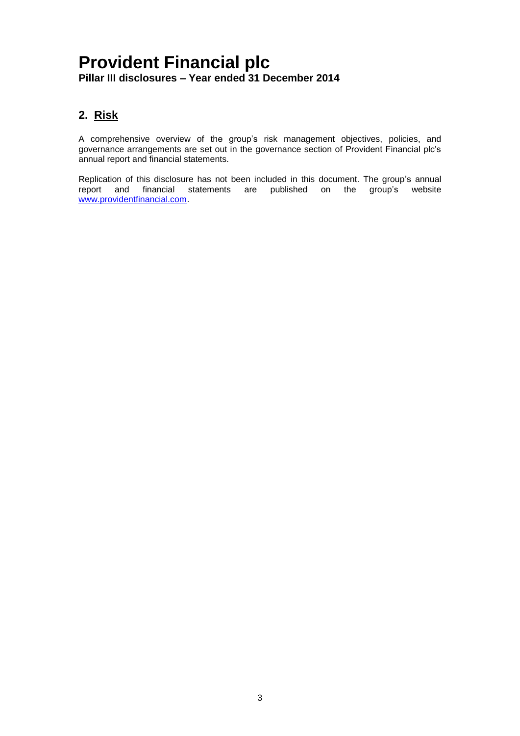## 2. Risk

A comprehensive overview of the group's risk management objectives, policies, and governance arrangements are set out in the governance section of Provident Financial plc's annual report and financial statements.

Replication of this disclosure has not been included in this document. The group's annual report and financial statements are published on the group's website www.providentfinancial.com.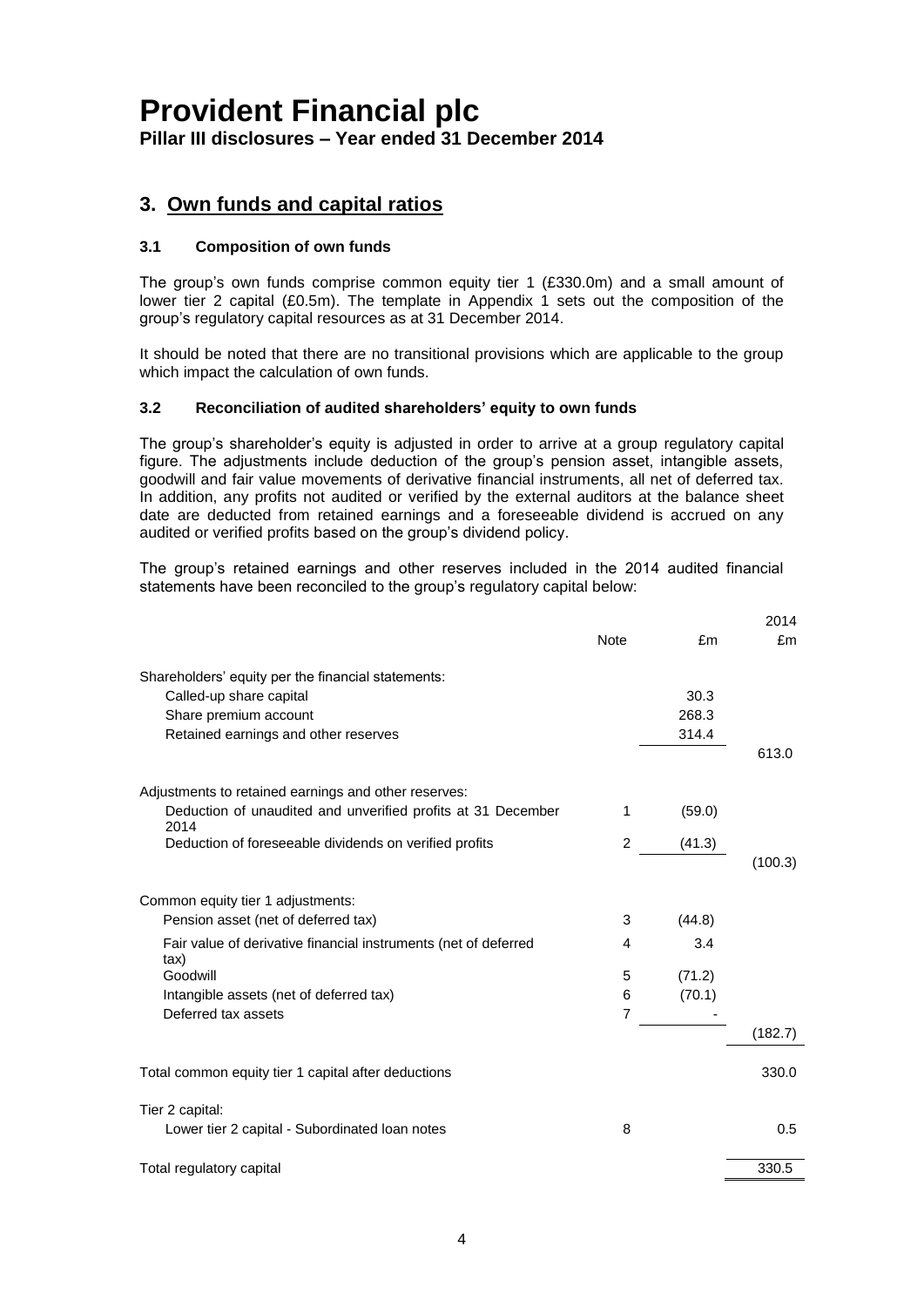# Provident Financial plc

**Pillar III disclosures – Year ended 31 December 2014**

## 3. Own funds and capital ratios

### 3.1 Composition of own funds

The group's own funds comprise common equity tier 1 (£330.0m) and a small amount of lower tier 2 capital (£0.5m). The template in Appendix 1 sets out the composition of the group's regulatory capital resources as at 31 December 2014.

It should be noted that there are no transitional provisions which are applicable to the group which impact the calculation of own funds.

### 3.2 Reconciliation of audited shareholders' equity to own funds

The group's shareholder's equity is adjusted in order to arrive at a group regulatory capital figure. The adjustments include deduction of the group's pension asset, intangible assets, goodwill and fair value movements of derivative financial instruments, all net of deferred tax. In addition, any profits not audited or verified by the external auditors at the balance sheet date are deducted from retained earnings and a foreseeable dividend is accrued on any audited or verified profits based on the group's dividend policy.

The group's retained earnings and other reserves included in the 2014 audited financial statements have been reconciled to the group's regulatory capital below:

| | Note | £m | 2014 £m |
|---|---|---|---|
| Shareholders' equity per the financial statements: | | | |
| Called-up share capital | | 30.3 | |
| Share premium account | | 268.3 | |
| Retained earnings and other reserves | | 314.4 | |
| | | | 613.0 |
| Adjustments to retained earnings and other reserves: | | | |
| Deduction of unaudited and unverified profits at 31 December 2014 | 1 | (59.0) | |
| Deduction of foreseeable dividends on verified profits | 2 | (41.3) | |
| | | | (100.3) |
| Common equity tier 1 adjustments: | | | |
| Pension asset (net of deferred tax) | 3 | (44.8) | |
| Fair value of derivative financial instruments (net of deferred tax) | 4 | 3.4 | |
| Goodwill | 5 | (71.2) | |
| Intangible assets (net of deferred tax) | 6 | (70.1) | |
| Deferred tax assets | 7 | - | |
| | | | (182.7) |
| Total common equity tier 1 capital after deductions | | | 330.0 |
| Tier 2 capital: | | | |
| Lower tier 2 capital - Subordinated loan notes | 8 | | 0.5 |
| Total regulatory capital | | | 330.5 |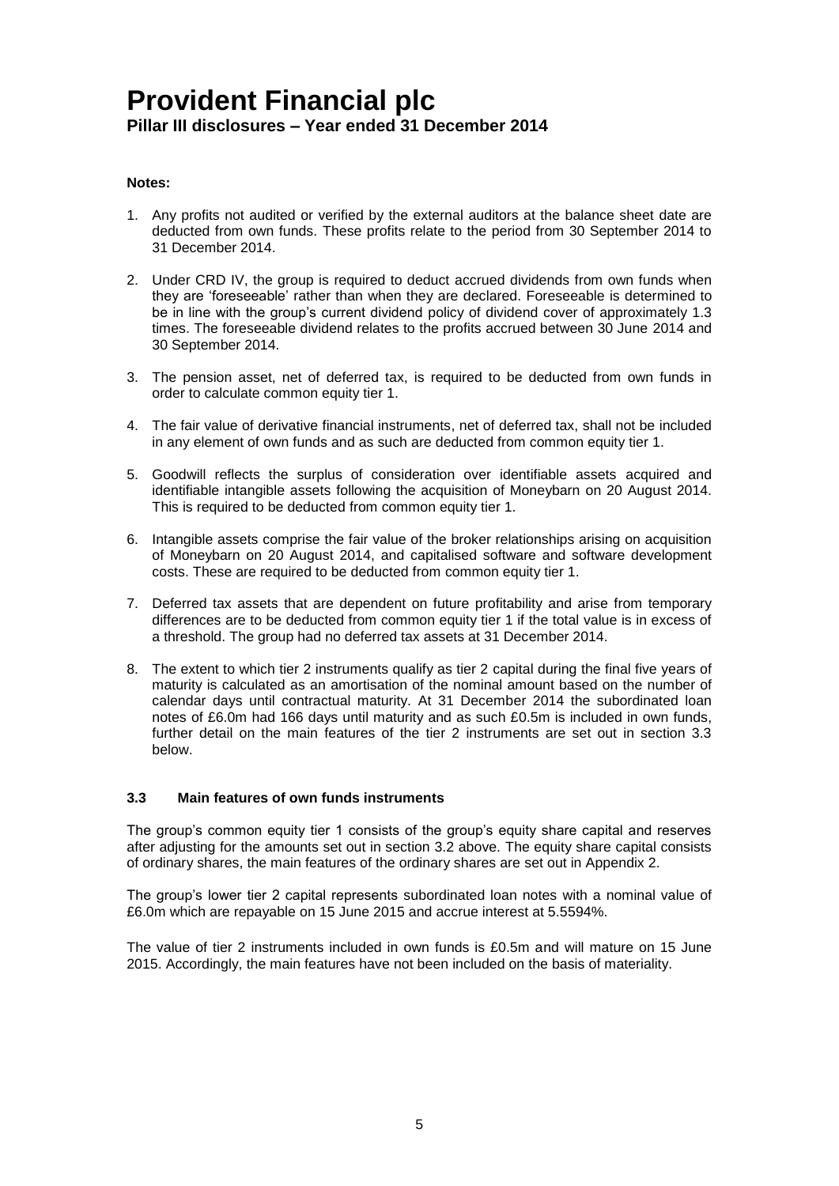**Notes:**

1. Any profits not audited or verified by the external auditors at the balance sheet date are deducted from own funds. These profits relate to the period from 30 September 2014 to 31 December 2014.
2. Under CRD IV, the group is required to deduct accrued dividends from own funds when they are 'foreseeable' rather than when they are declared. Foreseeable is determined to be in line with the group's current dividend policy of dividend cover of approximately 1.3 times. The foreseeable dividend relates to the profits accrued between 30 June 2014 and 30 September 2014.
3. The pension asset, net of deferred tax, is required to be deducted from own funds in order to calculate common equity tier 1.
4. The fair value of derivative financial instruments, net of deferred tax, shall not be included in any element of own funds and as such are deducted from common equity tier 1.
5. Goodwill reflects the surplus of consideration over identifiable assets acquired and identifiable intangible assets following the acquisition of Moneybarn on 20 August 2014. This is required to be deducted from common equity tier 1.
6. Intangible assets comprise the fair value of the broker relationships arising on acquisition of Moneybarn on 20 August 2014, and capitalised software and software development costs. These are required to be deducted from common equity tier 1.
7. Deferred tax assets that are dependent on future profitability and arise from temporary differences are to be deducted from common equity tier 1 if the total value is in excess of a threshold. The group had no deferred tax assets at 31 December 2014.
8. The extent to which tier 2 instruments qualify as tier 2 capital during the final five years of maturity is calculated as an amortisation of the nominal amount based on the number of calendar days until contractual maturity. At 31 December 2014 the subordinated loan notes of £6.0m had 166 days until maturity and as such £0.5m is included in own funds, further detail on the main features of the tier 2 instruments are set out in section 3.3 below.

### 3.3 Main features of own funds instruments

The group's common equity tier 1 consists of the group's equity share capital and reserves after adjusting for the amounts set out in section 3.2 above. The equity share capital consists of ordinary shares, the main features of the ordinary shares are set out in Appendix 2.

The group's lower tier 2 capital represents subordinated loan notes with a nominal value of £6.0m which are repayable on 15 June 2015 and accrue interest at 5.5594%.

The value of tier 2 instruments included in own funds is £0.5m and will mature on 15 June 2015. Accordingly, the main features have not been included on the basis of materiality.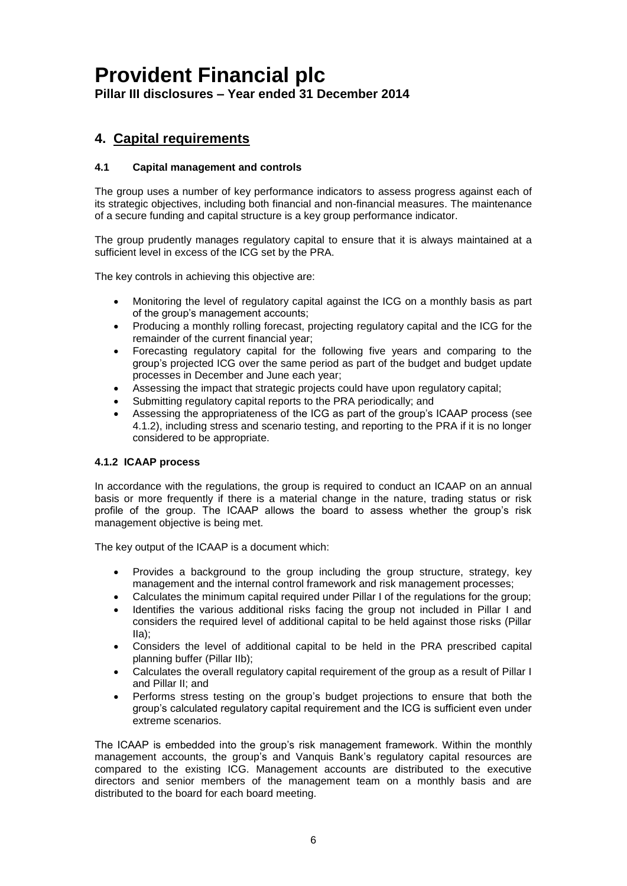## 4. Capital requirements

### 4.1 Capital management and controls

The group uses a number of key performance indicators to assess progress against each of its strategic objectives, including both financial and non-financial measures. The maintenance of a secure funding and capital structure is a key group performance indicator.

The group prudently manages regulatory capital to ensure that it is always maintained at a sufficient level in excess of the ICG set by the PRA.

The key controls in achieving this objective are:

- Monitoring the level of regulatory capital against the ICG on a monthly basis as part of the group's management accounts;
- Producing a monthly rolling forecast, projecting regulatory capital and the ICG for the remainder of the current financial year;
- Forecasting regulatory capital for the following five years and comparing to the group's projected ICG over the same period as part of the budget and budget update processes in December and June each year;
- Assessing the impact that strategic projects could have upon regulatory capital;
- Submitting regulatory capital reports to the PRA periodically; and
- Assessing the appropriateness of the ICG as part of the group's ICAAP process (see 4.1.2), including stress and scenario testing, and reporting to the PRA if it is no longer considered to be appropriate.

#### 4.1.2 ICAAP process

In accordance with the regulations, the group is required to conduct an ICAAP on an annual basis or more frequently if there is a material change in the nature, trading status or risk profile of the group. The ICAAP allows the board to assess whether the group's risk management objective is being met.

The key output of the ICAAP is a document which:

- Provides a background to the group including the group structure, strategy, key management and the internal control framework and risk management processes;
- Calculates the minimum capital required under Pillar I of the regulations for the group;
- Identifies the various additional risks facing the group not included in Pillar I and considers the required level of additional capital to be held against those risks (Pillar IIa);
- Considers the level of additional capital to be held in the PRA prescribed capital planning buffer (Pillar IIb);
- Calculates the overall regulatory capital requirement of the group as a result of Pillar I and Pillar II; and
- Performs stress testing on the group's budget projections to ensure that both the group's calculated regulatory capital requirement and the ICG is sufficient even under extreme scenarios.

The ICAAP is embedded into the group's risk management framework. Within the monthly management accounts, the group's and Vanquis Bank's regulatory capital resources are compared to the existing ICG. Management accounts are distributed to the executive directors and senior members of the management team on a monthly basis and are distributed to the board for each board meeting.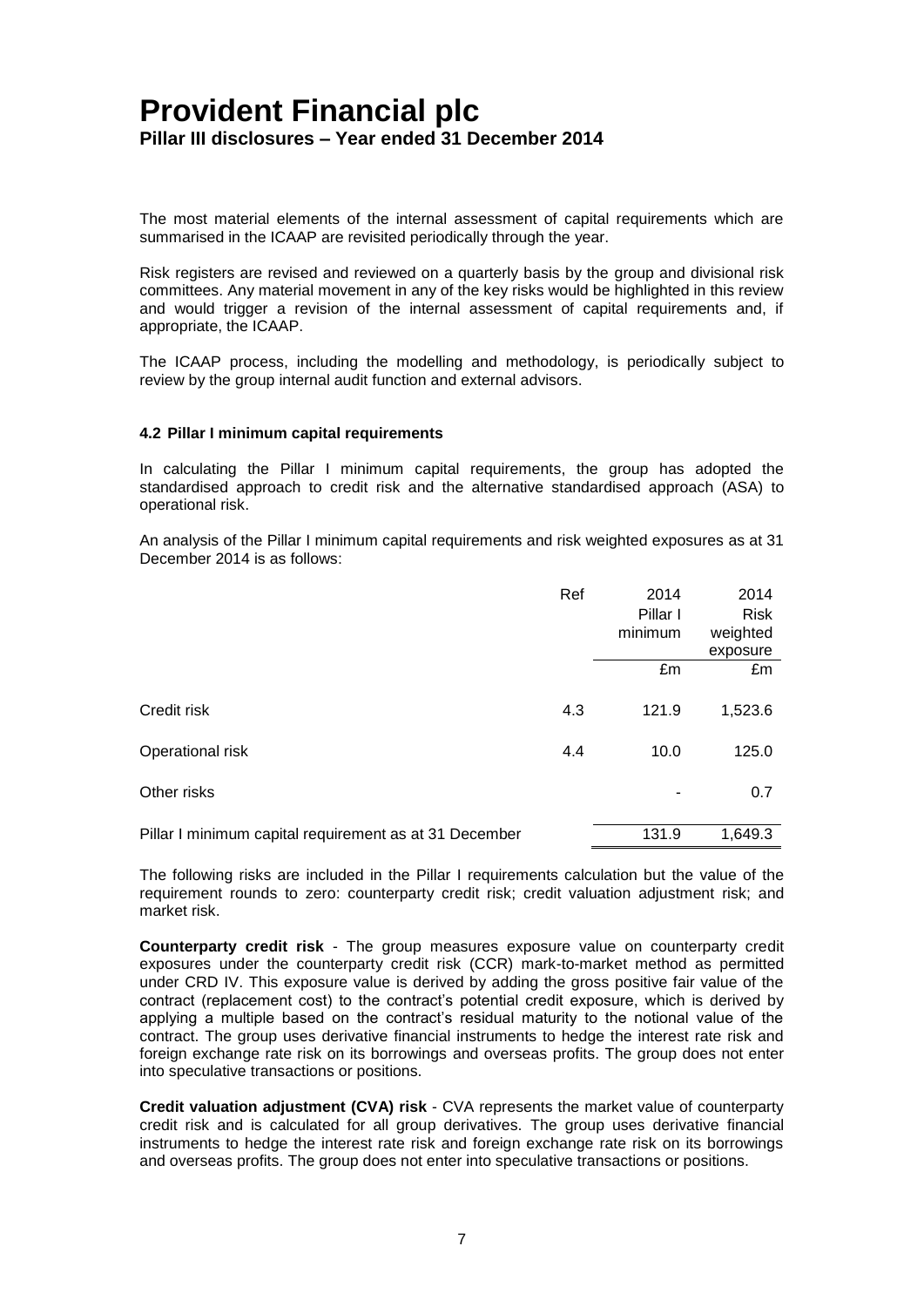The most material elements of the internal assessment of capital requirements which are summarised in the ICAAP are revisited periodically through the year.

Risk registers are revised and reviewed on a quarterly basis by the group and divisional risk committees. Any material movement in any of the key risks would be highlighted in this review and would trigger a revision of the internal assessment of capital requirements and, if appropriate, the ICAAP.

The ICAAP process, including the modelling and methodology, is periodically subject to review by the group internal audit function and external advisors.

#### 4.2 Pillar I minimum capital requirements

In calculating the Pillar I minimum capital requirements, the group has adopted the standardised approach to credit risk and the alternative standardised approach (ASA) to operational risk.

An analysis of the Pillar I minimum capital requirements and risk weighted exposures as at 31 December 2014 is as follows:

| | Ref | 2014 Pillar I minimum | 2014 Risk weighted exposure |
|---|---|---|---|
| | | £m | £m |
| Credit risk | 4.3 | 121.9 | 1,523.6 |
| Operational risk | 4.4 | 10.0 | 125.0 |
| Other risks | | - | 0.7 |
| Pillar I minimum capital requirement as at 31 December | | 131.9 | 1,649.3 |

The following risks are included in the Pillar I requirements calculation but the value of the requirement rounds to zero: counterparty credit risk; credit valuation adjustment risk; and market risk.

**Counterparty credit risk** - The group measures exposure value on counterparty credit exposures under the counterparty credit risk (CCR) mark-to-market method as permitted under CRD IV. This exposure value is derived by adding the gross positive fair value of the contract (replacement cost) to the contract's potential credit exposure, which is derived by applying a multiple based on the contract's residual maturity to the notional value of the contract. The group uses derivative financial instruments to hedge the interest rate risk and foreign exchange rate risk on its borrowings and overseas profits. The group does not enter into speculative transactions or positions.

**Credit valuation adjustment (CVA) risk** - CVA represents the market value of counterparty credit risk and is calculated for all group derivatives. The group uses derivative financial instruments to hedge the interest rate risk and foreign exchange rate risk on its borrowings and overseas profits. The group does not enter into speculative transactions or positions.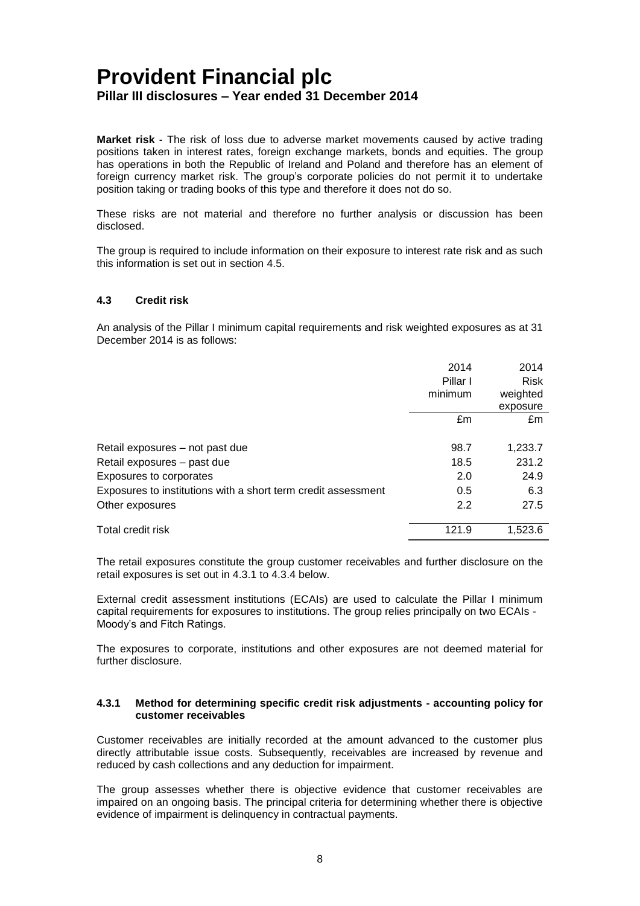**Market risk** - The risk of loss due to adverse market movements caused by active trading positions taken in interest rates, foreign exchange markets, bonds and equities. The group has operations in both the Republic of Ireland and Poland and therefore has an element of foreign currency market risk. The group's corporate policies do not permit it to undertake position taking or trading books of this type and therefore it does not do so.

These risks are not material and therefore no further analysis or discussion has been disclosed.

The group is required to include information on their exposure to interest rate risk and as such this information is set out in section 4.5.

### 4.3 Credit risk

An analysis of the Pillar I minimum capital requirements and risk weighted exposures as at 31 December 2014 is as follows:

| | 2014 Pillar I minimum | 2014 Risk weighted exposure |
|---|---|---|
| | £m | £m |
| Retail exposures – not past due | 98.7 | 1,233.7 |
| Retail exposures – past due | 18.5 | 231.2 |
| Exposures to corporates | 2.0 | 24.9 |
| Exposures to institutions with a short term credit assessment | 0.5 | 6.3 |
| Other exposures | 2.2 | 27.5 |
| Total credit risk | 121.9 | 1,523.6 |

The retail exposures constitute the group customer receivables and further disclosure on the retail exposures is set out in 4.3.1 to 4.3.4 below.

External credit assessment institutions (ECAIs) are used to calculate the Pillar I minimum capital requirements for exposures to institutions. The group relies principally on two ECAIs - Moody's and Fitch Ratings.

The exposures to corporate, institutions and other exposures are not deemed material for further disclosure.

#### 4.3.1 Method for determining specific credit risk adjustments - accounting policy for customer receivables

Customer receivables are initially recorded at the amount advanced to the customer plus directly attributable issue costs. Subsequently, receivables are increased by revenue and reduced by cash collections and any deduction for impairment.

The group assesses whether there is objective evidence that customer receivables are impaired on an ongoing basis. The principal criteria for determining whether there is objective evidence of impairment is delinquency in contractual payments.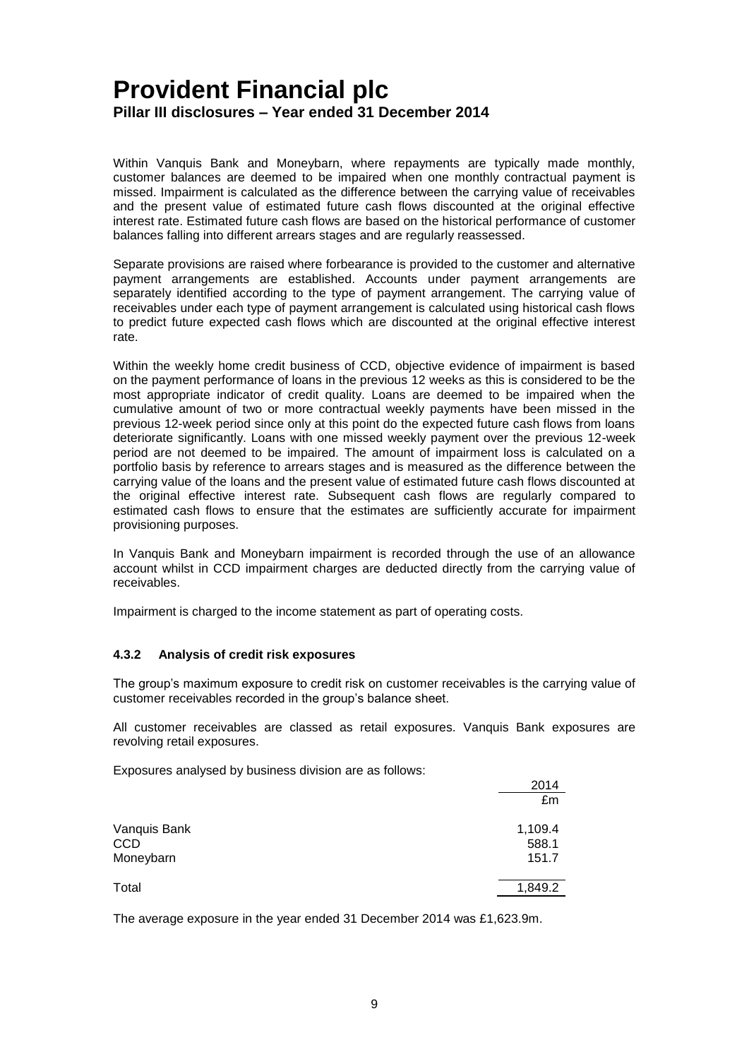Within Vanquis Bank and Moneybarn, where repayments are typically made monthly, customer balances are deemed to be impaired when one monthly contractual payment is missed. Impairment is calculated as the difference between the carrying value of receivables and the present value of estimated future cash flows discounted at the original effective interest rate. Estimated future cash flows are based on the historical performance of customer balances falling into different arrears stages and are regularly reassessed.

Separate provisions are raised where forbearance is provided to the customer and alternative payment arrangements are established. Accounts under payment arrangements are separately identified according to the type of payment arrangement. The carrying value of receivables under each type of payment arrangement is calculated using historical cash flows to predict future expected cash flows which are discounted at the original effective interest rate.

Within the weekly home credit business of CCD, objective evidence of impairment is based on the payment performance of loans in the previous 12 weeks as this is considered to be the most appropriate indicator of credit quality. Loans are deemed to be impaired when the cumulative amount of two or more contractual weekly payments have been missed in the previous 12-week period since only at this point do the expected future cash flows from loans deteriorate significantly. Loans with one missed weekly payment over the previous 12-week period are not deemed to be impaired. The amount of impairment loss is calculated on a portfolio basis by reference to arrears stages and is measured as the difference between the carrying value of the loans and the present value of estimated future cash flows discounted at the original effective interest rate. Subsequent cash flows are regularly compared to estimated cash flows to ensure that the estimates are sufficiently accurate for impairment provisioning purposes.

In Vanquis Bank and Moneybarn impairment is recorded through the use of an allowance account whilst in CCD impairment charges are deducted directly from the carrying value of receivables.

Impairment is charged to the income statement as part of operating costs.

### 4.3.2 Analysis of credit risk exposures

The group's maximum exposure to credit risk on customer receivables is the carrying value of customer receivables recorded in the group's balance sheet.

All customer receivables are classed as retail exposures. Vanquis Bank exposures are revolving retail exposures.

Exposures analysed by business division are as follows:

| | 2014 |
|---|---|
| | £m |
| Vanquis Bank | 1,109.4 |
| CCD | 588.1 |
| Moneybarn | 151.7 |
| Total | 1,849.2 |

The average exposure in the year ended 31 December 2014 was £1,623.9m.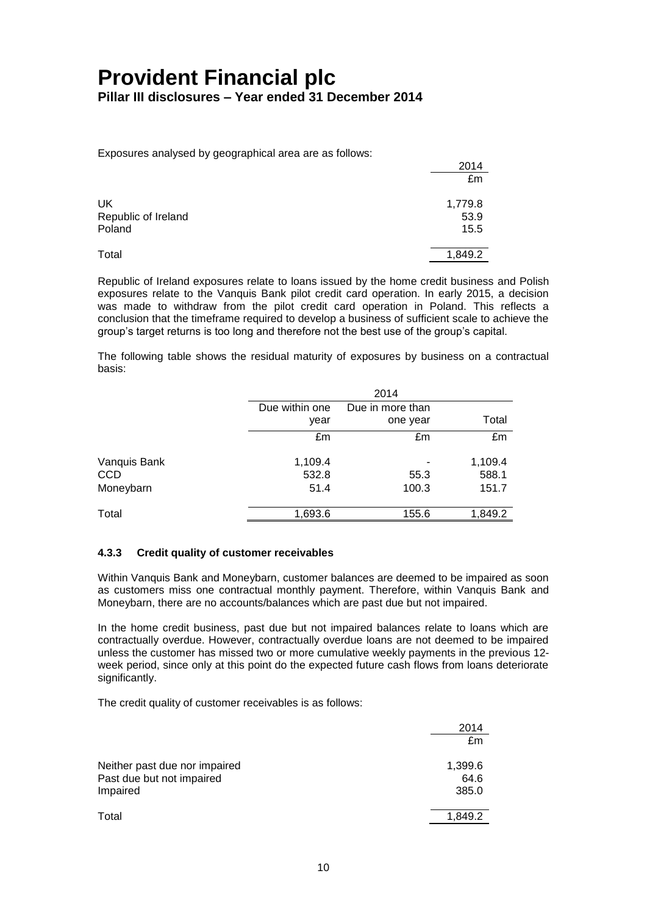Exposures analysed by geographical area are as follows:

| | 2014 |
|---|---|
| | £m |
| UK | 1,779.8 |
| Republic of Ireland | 53.9 |
| Poland | 15.5 |
| Total | 1,849.2 |

Republic of Ireland exposures relate to loans issued by the home credit business and Polish exposures relate to the Vanquis Bank pilot credit card operation. In early 2015, a decision was made to withdraw from the pilot credit card operation in Poland. This reflects a conclusion that the timeframe required to develop a business of sufficient scale to achieve the group's target returns is too long and therefore not the best use of the group's capital.

The following table shows the residual maturity of exposures by business on a contractual basis:

| | 2014 | | |
|---|---|---|---|
| | Due within one year | Due in more than one year | Total |
| | £m | £m | £m |
| Vanquis Bank | 1,109.4 | - | 1,109.4 |
| CCD | 532.8 | 55.3 | 588.1 |
| Moneybarn | 51.4 | 100.3 | 151.7 |
| Total | 1,693.6 | 155.6 | 1,849.2 |

### 4.3.3 Credit quality of customer receivables

Within Vanquis Bank and Moneybarn, customer balances are deemed to be impaired as soon as customers miss one contractual monthly payment. Therefore, within Vanquis Bank and Moneybarn, there are no accounts/balances which are past due but not impaired.

In the home credit business, past due but not impaired balances relate to loans which are contractually overdue. However, contractually overdue loans are not deemed to be impaired unless the customer has missed two or more cumulative weekly payments in the previous 12-week period, since only at this point do the expected future cash flows from loans deteriorate significantly.

The credit quality of customer receivables is as follows:

| | 2014 |
|---|---|
| | £m |
| Neither past due nor impaired | 1,399.6 |
| Past due but not impaired | 64.6 |
| Impaired | 385.0 |
| Total | 1,849.2 |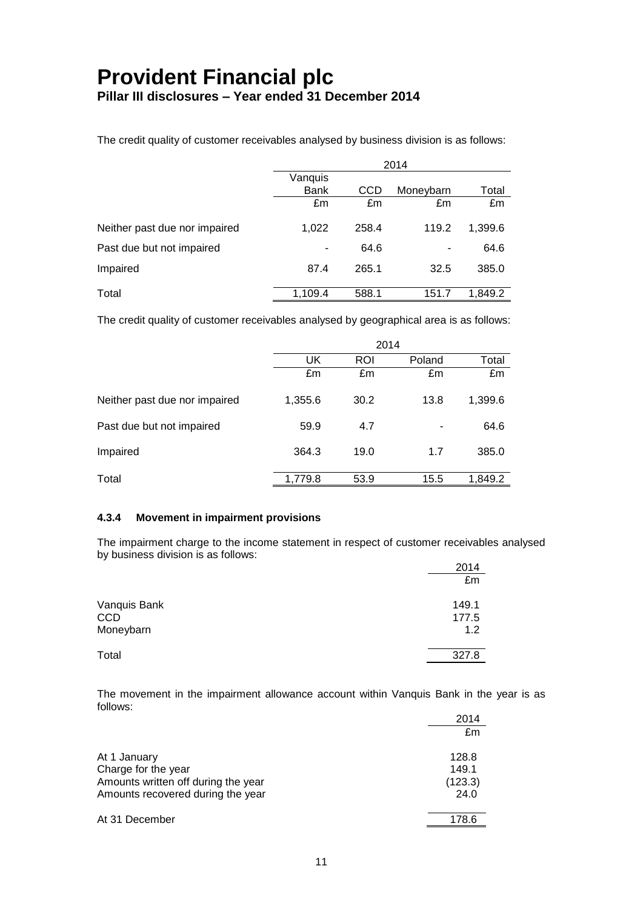The credit quality of customer receivables analysed by business division is as follows:

| | 2014 | | | |
|---|---|---|---|---|
| | Vanquis Bank | CCD | Moneybarn | Total |
| | £m | £m | £m | £m |
| Neither past due nor impaired | 1,022 | 258.4 | 119.2 | 1,399.6 |
| Past due but not impaired | - | 64.6 | - | 64.6 |
| Impaired | 87.4 | 265.1 | 32.5 | 385.0 |
| Total | 1,109.4 | 588.1 | 151.7 | 1,849.2 |

The credit quality of customer receivables analysed by geographical area is as follows:

| | 2014 | | | |
|---|---|---|---|---|
| | UK | ROI | Poland | Total |
| | £m | £m | £m | £m |
| Neither past due nor impaired | 1,355.6 | 30.2 | 13.8 | 1,399.6 |
| Past due but not impaired | 59.9 | 4.7 | - | 64.6 |
| Impaired | 364.3 | 19.0 | 1.7 | 385.0 |
| Total | 1,779.8 | 53.9 | 15.5 | 1,849.2 |

#### 4.3.4 Movement in impairment provisions

The impairment charge to the income statement in respect of customer receivables analysed by business division is as follows:

| | 2014 |
|---|---|
| | £m |
| Vanquis Bank | 149.1 |
| CCD | 177.5 |
| Moneybarn | 1.2 |
| Total | 327.8 |

The movement in the impairment allowance account within Vanquis Bank in the year is as follows:

| | 2014 |
|---|---|
| | £m |
| At 1 January | 128.8 |
| Charge for the year | 149.1 |
| Amounts written off during the year | (123.3) |
| Amounts recovered during the year | 24.0 |
| At 31 December | 178.6 |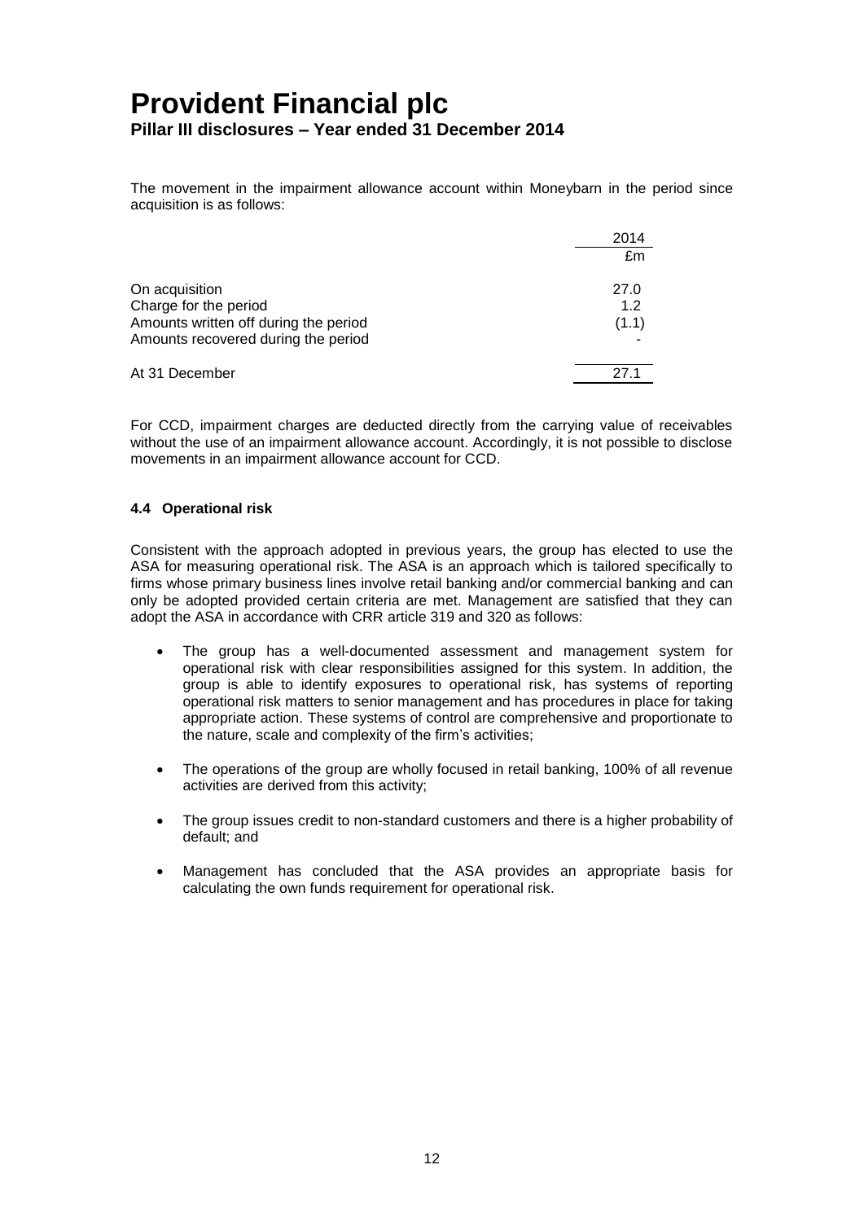The movement in the impairment allowance account within Moneybarn in the period since acquisition is as follows:

| | 2014 |
|---|---|
| | £m |
| On acquisition | 27.0 |
| Charge for the period | 1.2 |
| Amounts written off during the period | (1.1) |
| Amounts recovered during the period | - |
| At 31 December | 27.1 |

For CCD, impairment charges are deducted directly from the carrying value of receivables without the use of an impairment allowance account. Accordingly, it is not possible to disclose movements in an impairment allowance account for CCD.

### 4.4 Operational risk

Consistent with the approach adopted in previous years, the group has elected to use the ASA for measuring operational risk. The ASA is an approach which is tailored specifically to firms whose primary business lines involve retail banking and/or commercial banking and can only be adopted provided certain criteria are met. Management are satisfied that they can adopt the ASA in accordance with CRR article 319 and 320 as follows:

- The group has a well-documented assessment and management system for operational risk with clear responsibilities assigned for this system. In addition, the group is able to identify exposures to operational risk, has systems of reporting operational risk matters to senior management and has procedures in place for taking appropriate action. These systems of control are comprehensive and proportionate to the nature, scale and complexity of the firm's activities;
- The operations of the group are wholly focused in retail banking, 100% of all revenue activities are derived from this activity;
- The group issues credit to non-standard customers and there is a higher probability of default; and
- Management has concluded that the ASA provides an appropriate basis for calculating the own funds requirement for operational risk.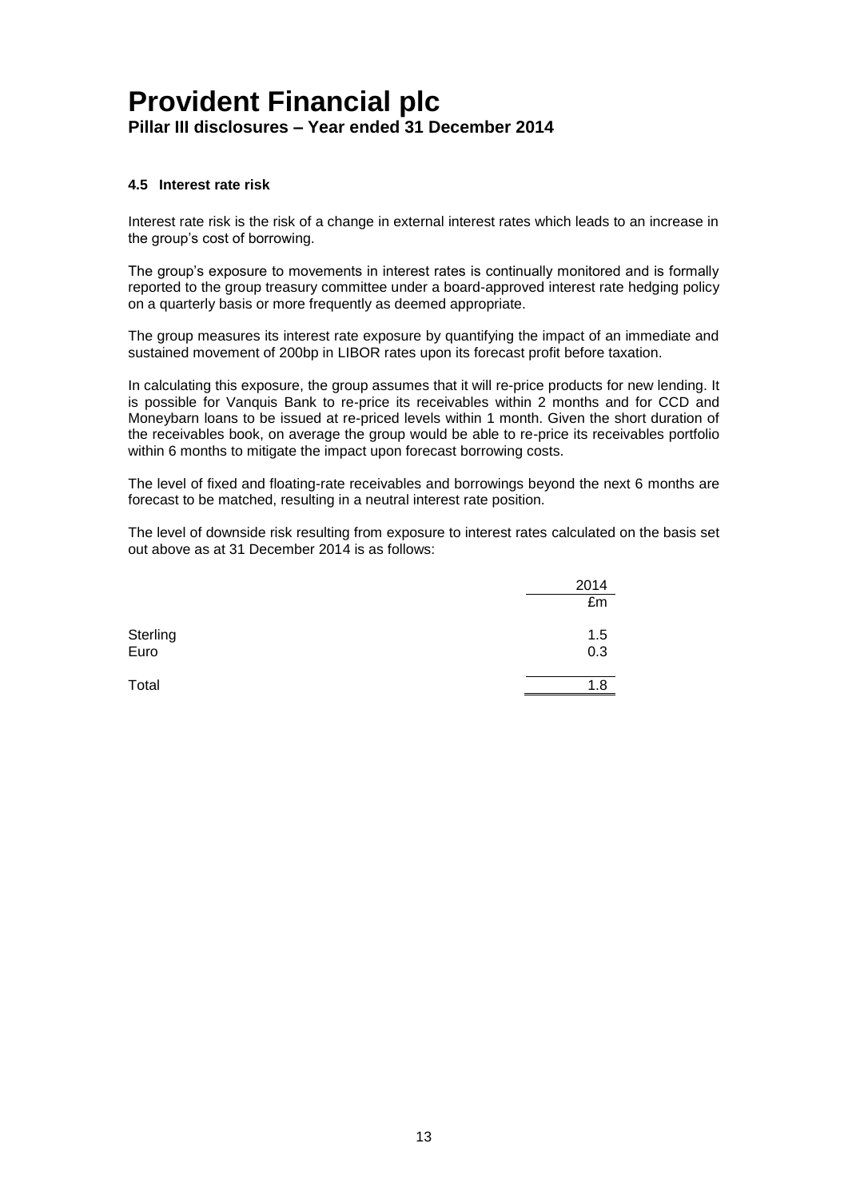### 4.5 Interest rate risk

Interest rate risk is the risk of a change in external interest rates which leads to an increase in the group's cost of borrowing.

The group's exposure to movements in interest rates is continually monitored and is formally reported to the group treasury committee under a board-approved interest rate hedging policy on a quarterly basis or more frequently as deemed appropriate.

The group measures its interest rate exposure by quantifying the impact of an immediate and sustained movement of 200bp in LIBOR rates upon its forecast profit before taxation.

In calculating this exposure, the group assumes that it will re-price products for new lending. It is possible for Vanquis Bank to re-price its receivables within 2 months and for CCD and Moneybarn loans to be issued at re-priced levels within 1 month. Given the short duration of the receivables book, on average the group would be able to re-price its receivables portfolio within 6 months to mitigate the impact upon forecast borrowing costs.

The level of fixed and floating-rate receivables and borrowings beyond the next 6 months are forecast to be matched, resulting in a neutral interest rate position.

The level of downside risk resulting from exposure to interest rates calculated on the basis set out above as at 31 December 2014 is as follows:

| | 2014 |
|---|---|
| | £m |
| Sterling | 1.5 |
| Euro | 0.3 |
| Total | 1.8 |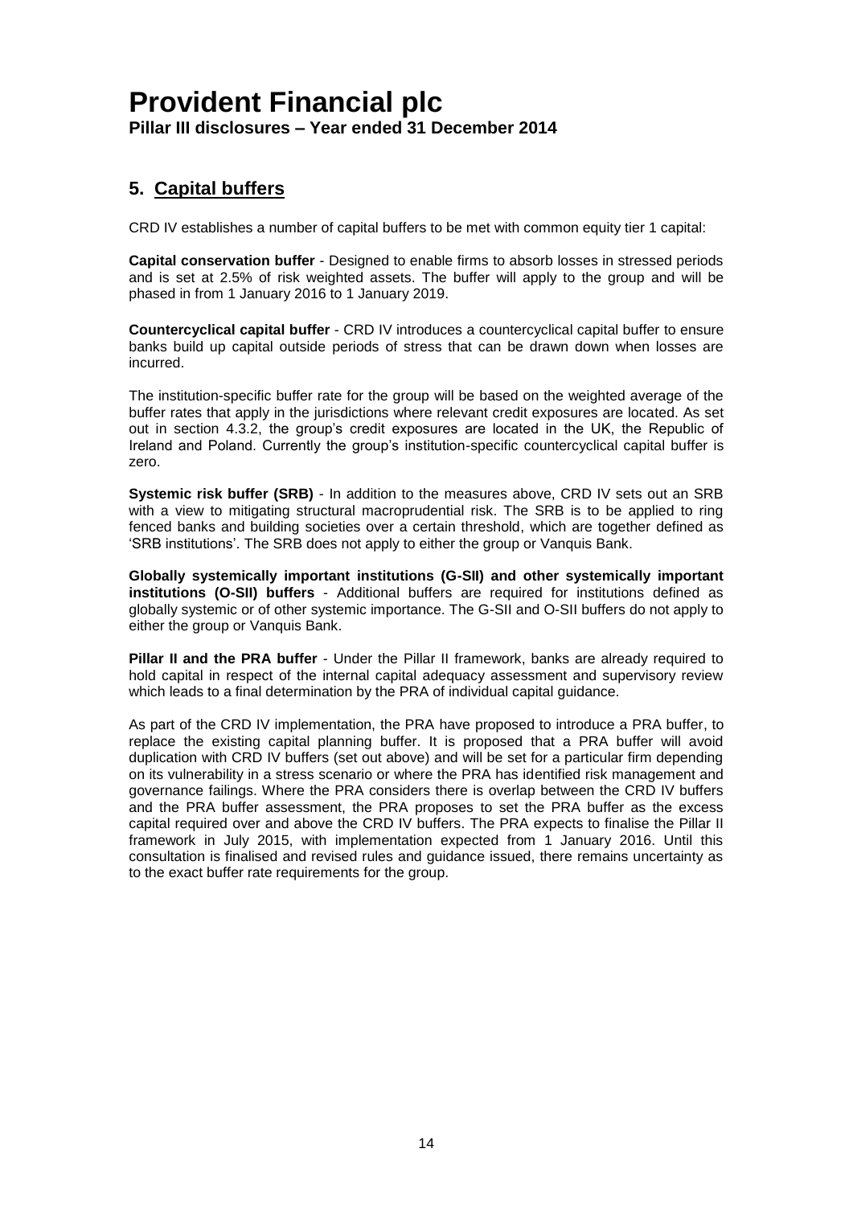## 5. Capital buffers

CRD IV establishes a number of capital buffers to be met with common equity tier 1 capital:

**Capital conservation buffer** - Designed to enable firms to absorb losses in stressed periods and is set at 2.5% of risk weighted assets. The buffer will apply to the group and will be phased in from 1 January 2016 to 1 January 2019.

**Countercyclical capital buffer** - CRD IV introduces a countercyclical capital buffer to ensure banks build up capital outside periods of stress that can be drawn down when losses are incurred.

The institution-specific buffer rate for the group will be based on the weighted average of the buffer rates that apply in the jurisdictions where relevant credit exposures are located. As set out in section 4.3.2, the group's credit exposures are located in the UK, the Republic of Ireland and Poland. Currently the group's institution-specific countercyclical capital buffer is zero.

**Systemic risk buffer (SRB)** - In addition to the measures above, CRD IV sets out an SRB with a view to mitigating structural macroprudential risk. The SRB is to be applied to ring fenced banks and building societies over a certain threshold, which are together defined as 'SRB institutions'. The SRB does not apply to either the group or Vanquis Bank.

**Globally systemically important institutions (G-SII) and other systemically important institutions (O-SII) buffers** - Additional buffers are required for institutions defined as globally systemic or of other systemic importance. The G-SII and O-SII buffers do not apply to either the group or Vanquis Bank.

**Pillar II and the PRA buffer** - Under the Pillar II framework, banks are already required to hold capital in respect of the internal capital adequacy assessment and supervisory review which leads to a final determination by the PRA of individual capital guidance.

As part of the CRD IV implementation, the PRA have proposed to introduce a PRA buffer, to replace the existing capital planning buffer. It is proposed that a PRA buffer will avoid duplication with CRD IV buffers (set out above) and will be set for a particular firm depending on its vulnerability in a stress scenario or where the PRA has identified risk management and governance failings. Where the PRA considers there is overlap between the CRD IV buffers and the PRA buffer assessment, the PRA proposes to set the PRA buffer as the excess capital required over and above the CRD IV buffers. The PRA expects to finalise the Pillar II framework in July 2015, with implementation expected from 1 January 2016. Until this consultation is finalised and revised rules and guidance issued, there remains uncertainty as to the exact buffer rate requirements for the group.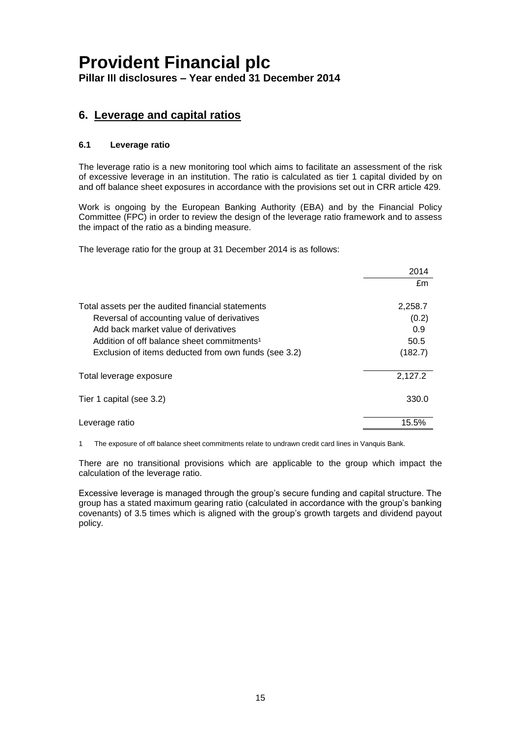# Provident Financial plc

**Pillar III disclosures – Year ended 31 December 2014**

## 6. Leverage and capital ratios

### 6.1 Leverage ratio

The leverage ratio is a new monitoring tool which aims to facilitate an assessment of the risk of excessive leverage in an institution. The ratio is calculated as tier 1 capital divided by on and off balance sheet exposures in accordance with the provisions set out in CRR article 429.

Work is ongoing by the European Banking Authority (EBA) and by the Financial Policy Committee (FPC) in order to review the design of the leverage ratio framework and to assess the impact of the ratio as a binding measure.

The leverage ratio for the group at 31 December 2014 is as follows:

| | 2014 |
|---|---|
| | £m |
| Total assets per the audited financial statements | 2,258.7 |
| Reversal of accounting value of derivatives | (0.2) |
| Add back market value of derivatives | 0.9 |
| Addition of off balance sheet commitments[1] | 50.5 |
| Exclusion of items deducted from own funds (see 3.2) | (182.7) |
| Total leverage exposure | 2,127.2 |
| Tier 1 capital (see 3.2) | 330.0 |
| Leverage ratio | 15.5% |

1 The exposure of off balance sheet commitments relate to undrawn credit card lines in Vanquis Bank.

There are no transitional provisions which are applicable to the group which impact the calculation of the leverage ratio.

Excessive leverage is managed through the group's secure funding and capital structure. The group has a stated maximum gearing ratio (calculated in accordance with the group's banking covenants) of 3.5 times which is aligned with the group's growth targets and dividend payout policy.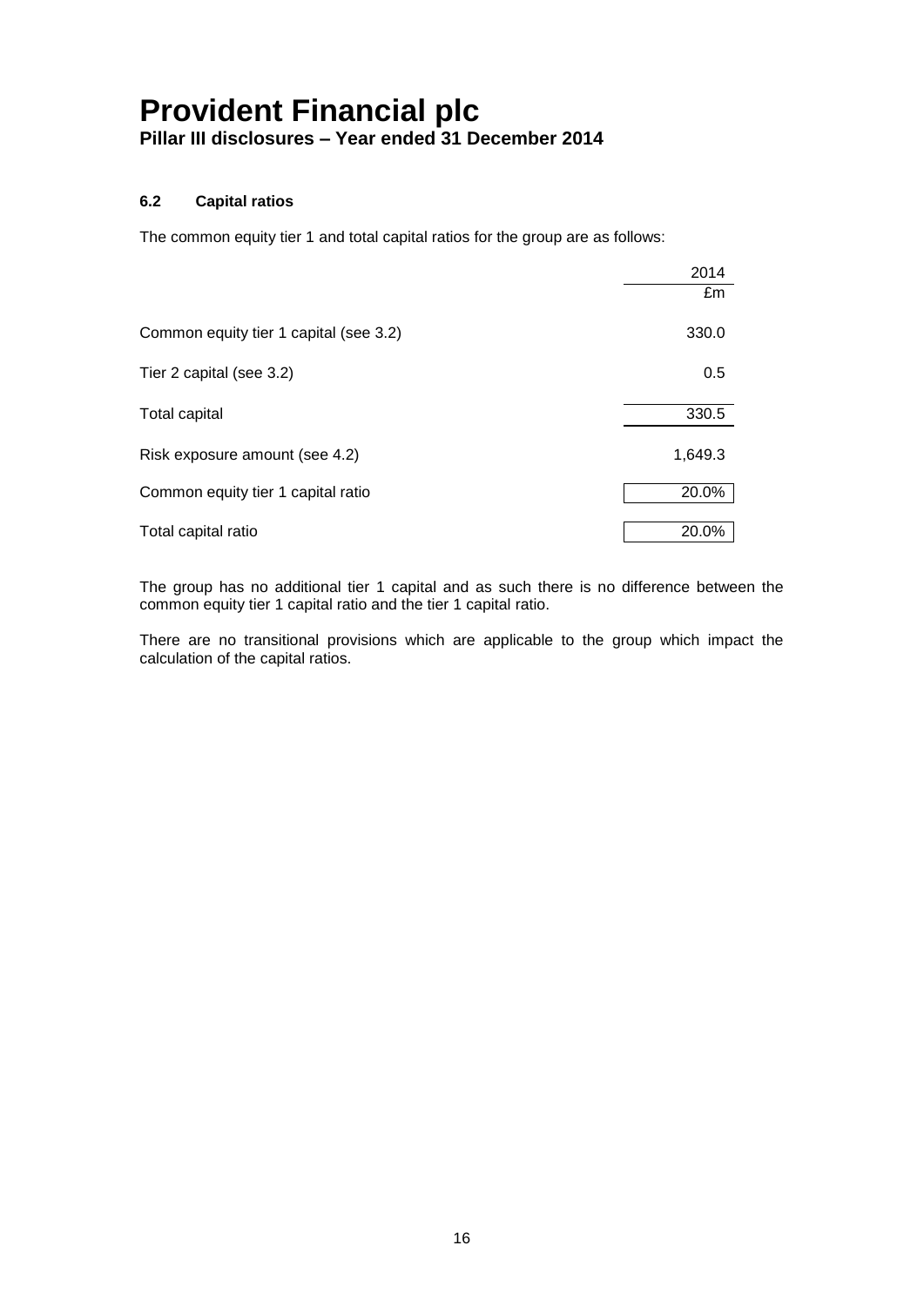### 6.2 Capital ratios

The common equity tier 1 and total capital ratios for the group are as follows:

| | 2014 |
|---|---|
| | £m |
| Common equity tier 1 capital (see 3.2) | 330.0 |
| Tier 2 capital (see 3.2) | 0.5 |
| Total capital | 330.5 |
| Risk exposure amount (see 4.2) | 1,649.3 |
| Common equity tier 1 capital ratio | 20.0% |
| Total capital ratio | 20.0% |

The group has no additional tier 1 capital and as such there is no difference between the common equity tier 1 capital ratio and the tier 1 capital ratio.

There are no transitional provisions which are applicable to the group which impact the calculation of the capital ratios.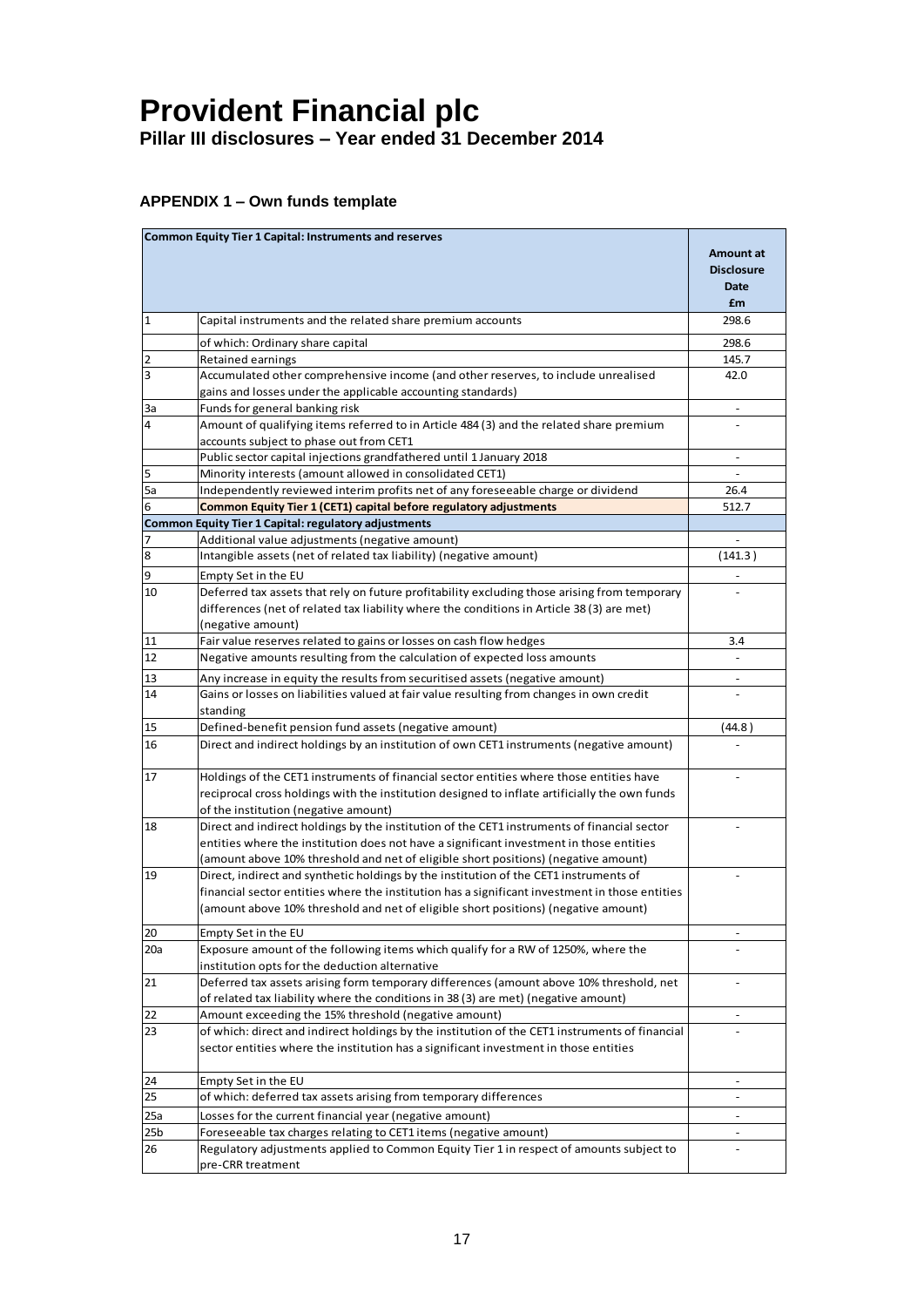# Provident Financial plc

**Pillar III disclosures – Year ended 31 December 2014**

### APPENDIX 1 – Own funds template

| Common Equity Tier 1 Capital: Instruments and reserves | | Amount at Disclosure Date £m |
|---|---|---|
| 1 | Capital instruments and the related share premium accounts | 298.6 |
| | of which: Ordinary share capital | 298.6 |
| 2 | Retained earnings | 145.7 |
| 3 | Accumulated other comprehensive income (and other reserves, to include unrealised gains and losses under the applicable accounting standards) | 42.0 |
| 3a | Funds for general banking risk | - |
| 4 | Amount of qualifying items referred to in Article 484 (3) and the related share premium accounts subject to phase out from CET1 | - |
| | Public sector capital injections grandfathered until 1 January 2018 | - |
| 5 | Minority interests (amount allowed in consolidated CET1) | - |
| 5a | Independently reviewed interim profits net of any foreseeable charge or dividend | 26.4 |
| 6 | **Common Equity Tier 1 (CET1) capital before regulatory adjustments** | 512.7 |
| **Common Equity Tier 1 Capital: regulatory adjustments** | | |
| 7 | Additional value adjustments (negative amount) | - |
| 8 | Intangible assets (net of related tax liability) (negative amount) | (141.3 ) |
| 9 | Empty Set in the EU | - |
| 10 | Deferred tax assets that rely on future profitability excluding those arising from temporary differences (net of related tax liability where the conditions in Article 38 (3) are met) (negative amount) | - |
| 11 | Fair value reserves related to gains or losses on cash flow hedges | 3.4 |
| 12 | Negative amounts resulting from the calculation of expected loss amounts | - |
| 13 | Any increase in equity the results from securitised assets (negative amount) | - |
| 14 | Gains or losses on liabilities valued at fair value resulting from changes in own credit standing | - |
| 15 | Defined-benefit pension fund assets (negative amount) | (44.8 ) |
| 16 | Direct and indirect holdings by an institution of own CET1 instruments (negative amount) | - |
| 17 | Holdings of the CET1 instruments of financial sector entities where those entities have reciprocal cross holdings with the institution designed to inflate artificially the own funds of the institution (negative amount) | - |
| 18 | Direct and indirect holdings by the institution of the CET1 instruments of financial sector entities where the institution does not have a significant investment in those entities (amount above 10% threshold and net of eligible short positions) (negative amount) | - |
| 19 | Direct, indirect and synthetic holdings by the institution of the CET1 instruments of financial sector entities where the institution has a significant investment in those entities (amount above 10% threshold and net of eligible short positions) (negative amount) | - |
| 20 | Empty Set in the EU | - |
| 20a | Exposure amount of the following items which qualify for a RW of 1250%, where the institution opts for the deduction alternative | - |
| 21 | Deferred tax assets arising form temporary differences (amount above 10% threshold, net of related tax liability where the conditions in 38 (3) are met) (negative amount) | - |
| 22 | Amount exceeding the 15% threshold (negative amount) | - |
| 23 | of which: direct and indirect holdings by the institution of the CET1 instruments of financial sector entities where the institution has a significant investment in those entities | - |
| 24 | Empty Set in the EU | - |
| 25 | of which: deferred tax assets arising from temporary differences | - |
| 25a | Losses for the current financial year (negative amount) | - |
| 25b | Foreseeable tax charges relating to CET1 items (negative amount) | - |
| 26 | Regulatory adjustments applied to Common Equity Tier 1 in respect of amounts subject to pre-CRR treatment | - |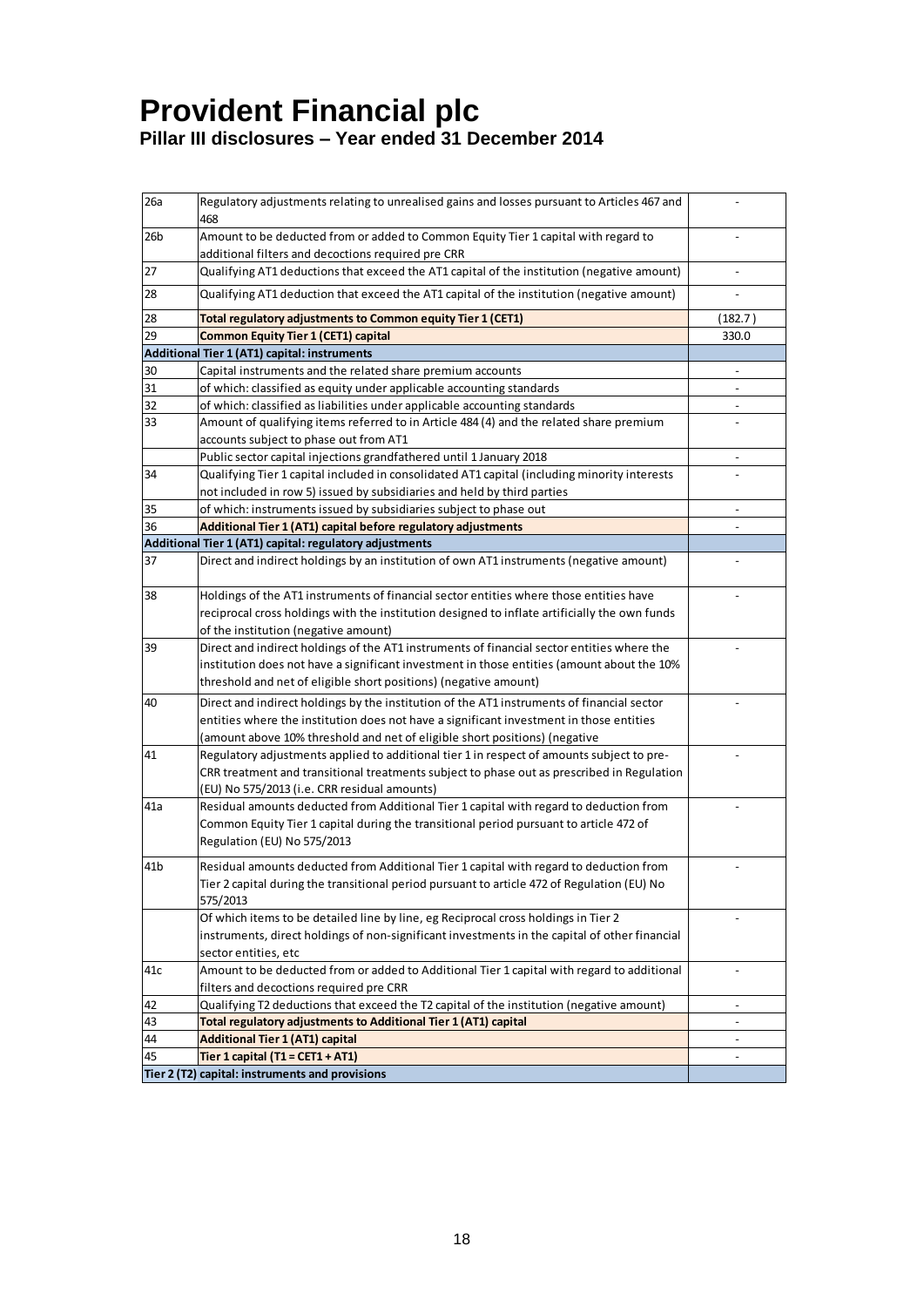# Provident Financial plc

## Pillar III disclosures – Year ended 31 December 2014

| | | |
|---|---|---|
| 26a | Regulatory adjustments relating to unrealised gains and losses pursuant to Articles 467 and 468 | - |
| 26b | Amount to be deducted from or added to Common Equity Tier 1 capital with regard to additional filters and decoctions required pre CRR | - |
| 27 | Qualifying AT1 deductions that exceed the AT1 capital of the institution (negative amount) | - |
| 28 | Qualifying AT1 deduction that exceed the AT1 capital of the institution (negative amount) | - |
| 28 | **Total regulatory adjustments to Common equity Tier 1 (CET1)** | (182.7) |
| 29 | **Common Equity Tier 1 (CET1) capital** | 330.0 |
| **Additional Tier 1 (AT1) capital: instruments** | | |
| 30 | Capital instruments and the related share premium accounts | - |
| 31 | of which: classified as equity under applicable accounting standards | - |
| 32 | of which: classified as liabilities under applicable accounting standards | - |
| 33 | Amount of qualifying items referred to in Article 484 (4) and the related share premium accounts subject to phase out from AT1 | - |
| | Public sector capital injections grandfathered until 1 January 2018 | - |
| 34 | Qualifying Tier 1 capital included in consolidated AT1 capital (including minority interests not included in row 5) issued by subsidiaries and held by third parties | - |
| 35 | of which: instruments issued by subsidiaries subject to phase out | - |
| 36 | **Additional Tier 1 (AT1) capital before regulatory adjustments** | - |
| **Additional Tier 1 (AT1) capital: regulatory adjustments** | | |
| 37 | Direct and indirect holdings by an institution of own AT1 instruments (negative amount) | - |
| 38 | Holdings of the AT1 instruments of financial sector entities where those entities have reciprocal cross holdings with the institution designed to inflate artificially the own funds of the institution (negative amount) | - |
| 39 | Direct and indirect holdings of the AT1 instruments of financial sector entities where the institution does not have a significant investment in those entities (amount about the 10% threshold and net of eligible short positions) (negative amount) | - |
| 40 | Direct and indirect holdings by the institution of the AT1 instruments of financial sector entities where the institution does not have a significant investment in those entities (amount above 10% threshold and net of eligible short positions) (negative | - |
| 41 | Regulatory adjustments applied to additional tier 1 in respect of amounts subject to pre-CRR treatment and transitional treatments subject to phase out as prescribed in Regulation (EU) No 575/2013 (i.e. CRR residual amounts) | - |
| 41a | Residual amounts deducted from Additional Tier 1 capital with regard to deduction from Common Equity Tier 1 capital during the transitional period pursuant to article 472 of Regulation (EU) No 575/2013 | - |
| 41b | Residual amounts deducted from Additional Tier 1 capital with regard to deduction from Tier 2 capital during the transitional period pursuant to article 472 of Regulation (EU) No 575/2013 | - |
| | Of which items to be detailed line by line, eg Reciprocal cross holdings in Tier 2 instruments, direct holdings of non-significant investments in the capital of other financial sector entities, etc | - |
| 41c | Amount to be deducted from or added to Additional Tier 1 capital with regard to additional filters and decoctions required pre CRR | - |
| 42 | Qualifying T2 deductions that exceed the T2 capital of the institution (negative amount) | - |
| 43 | **Total regulatory adjustments to Additional Tier 1 (AT1) capital** | - |
| 44 | **Additional Tier 1 (AT1) capital** | - |
| 45 | **Tier 1 capital (T1 = CET1 + AT1)** | - |
| **Tier 2 (T2) capital: instruments and provisions** | | |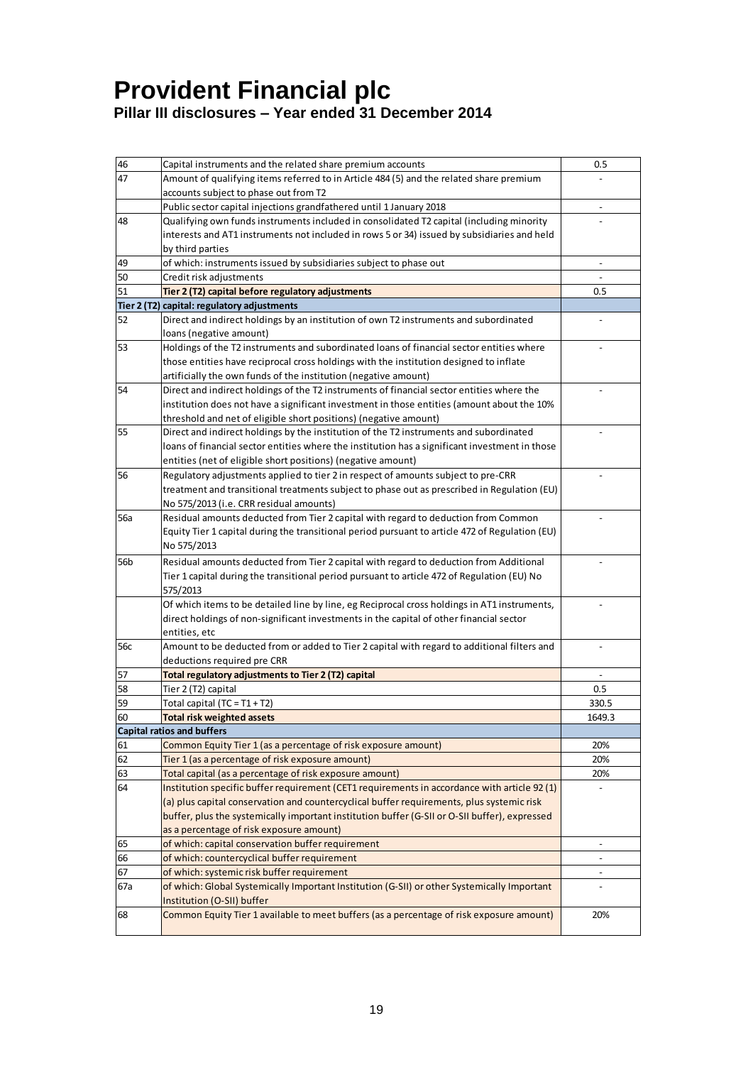# Provident Financial plc

**Pillar III disclosures – Year ended 31 December 2014**

| | | |
|---|---|---|
| 46 | Capital instruments and the related share premium accounts | 0.5 |
| 47 | Amount of qualifying items referred to in Article 484 (5) and the related share premium accounts subject to phase out from T2 | - |
| | Public sector capital injections grandfathered until 1 January 2018 | - |
| 48 | Qualifying own funds instruments included in consolidated T2 capital (including minority interests and AT1 instruments not included in rows 5 or 34) issued by subsidiaries and held by third parties | - |
| 49 | of which: instruments issued by subsidiaries subject to phase out | - |
| 50 | Credit risk adjustments | - |
| 51 | **Tier 2 (T2) capital before regulatory adjustments** | 0.5 |
| **Tier 2 (T2) capital: regulatory adjustments** | | |
| 52 | Direct and indirect holdings by an institution of own T2 instruments and subordinated loans (negative amount) | - |
| 53 | Holdings of the T2 instruments and subordinated loans of financial sector entities where those entities have reciprocal cross holdings with the institution designed to inflate artificially the own funds of the institution (negative amount) | - |
| 54 | Direct and indirect holdings of the T2 instruments of financial sector entities where the institution does not have a significant investment in those entities (amount about the 10% threshold and net of eligible short positions) (negative amount) | - |
| 55 | Direct and indirect holdings by the institution of the T2 instruments and subordinated loans of financial sector entities where the institution has a significant investment in those entities (net of eligible short positions) (negative amount) | - |
| 56 | Regulatory adjustments applied to tier 2 in respect of amounts subject to pre-CRR treatment and transitional treatments subject to phase out as prescribed in Regulation (EU) No 575/2013 (i.e. CRR residual amounts) | - |
| 56a | Residual amounts deducted from Tier 2 capital with regard to deduction from Common Equity Tier 1 capital during the transitional period pursuant to article 472 of Regulation (EU) No 575/2013 | - |
| 56b | Residual amounts deducted from Tier 2 capital with regard to deduction from Additional Tier 1 capital during the transitional period pursuant to article 472 of Regulation (EU) No 575/2013 | - |
| | Of which items to be detailed line by line, eg Reciprocal cross holdings in AT1 instruments, direct holdings of non-significant investments in the capital of other financial sector entities, etc | - |
| 56c | Amount to be deducted from or added to Tier 2 capital with regard to additional filters and deductions required pre CRR | - |
| 57 | **Total regulatory adjustments to Tier 2 (T2) capital** | - |
| 58 | Tier 2 (T2) capital | 0.5 |
| 59 | Total capital (TC = T1 + T2) | 330.5 |
| 60 | **Total risk weighted assets** | 1649.3 |
| **Capital ratios and buffers** | | |
| 61 | Common Equity Tier 1 (as a percentage of risk exposure amount) | 20% |
| 62 | Tier 1 (as a percentage of risk exposure amount) | 20% |
| 63 | Total capital (as a percentage of risk exposure amount) | 20% |
| 64 | Institution specific buffer requirement (CET1 requirements in accordance with article 92 (1) (a) plus capital conservation and countercyclical buffer requirements, plus systemic risk buffer, plus the systemically important institution buffer (G-SII or O-SII buffer), expressed as a percentage of risk exposure amount) | - |
| 65 | of which: capital conservation buffer requirement | - |
| 66 | of which: countercyclical buffer requirement | - |
| 67 | of which: systemic risk buffer requirement | - |
| 67a | of which: Global Systemically Important Institution (G-SII) or other Systemically Important Institution (O-SII) buffer | - |
| 68 | Common Equity Tier 1 available to meet buffers (as a percentage of risk exposure amount) | 20% |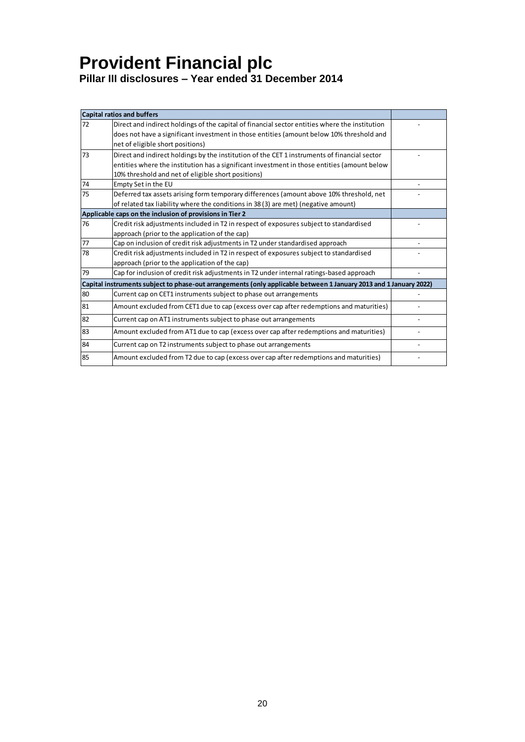# Provident Financial plc

**Pillar III disclosures – Year ended 31 December 2014**

| | **Capital ratios and buffers** | |
|---|---|---|
| 72 | Direct and indirect holdings of the capital of financial sector entities where the institution does not have a significant investment in those entities (amount below 10% threshold and net of eligible short positions) | - |
| 73 | Direct and indirect holdings by the institution of the CET 1 instruments of financial sector entities where the institution has a significant investment in those entities (amount below 10% threshold and net of eligible short positions) | - |
| 74 | Empty Set in the EU | - |
| 75 | Deferred tax assets arising form temporary differences (amount above 10% threshold, net of related tax liability where the conditions in 38 (3) are met) (negative amount) | - |
| | **Applicable caps on the inclusion of provisions in Tier 2** | |
| 76 | Credit risk adjustments included in T2 in respect of exposures subject to standardised approach (prior to the application of the cap) | - |
| 77 | Cap on inclusion of credit risk adjustments in T2 under standardised approach | - |
| 78 | Credit risk adjustments included in T2 in respect of exposures subject to standardised approach (prior to the application of the cap) | - |
| 79 | Cap for inclusion of credit risk adjustments in T2 under internal ratings-based approach | - |
| | **Capital instruments subject to phase-out arrangements (only applicable between 1 January 2013 and 1 January 2022)** | |
| 80 | Current cap on CET1 instruments subject to phase out arrangements | - |
| 81 | Amount excluded from CET1 due to cap (excess over cap after redemptions and maturities) | - |
| 82 | Current cap on AT1 instruments subject to phase out arrangements | - |
| 83 | Amount excluded from AT1 due to cap (excess over cap after redemptions and maturities) | - |
| 84 | Current cap on T2 instruments subject to phase out arrangements | - |
| 85 | Amount excluded from T2 due to cap (excess over cap after redemptions and maturities) | - |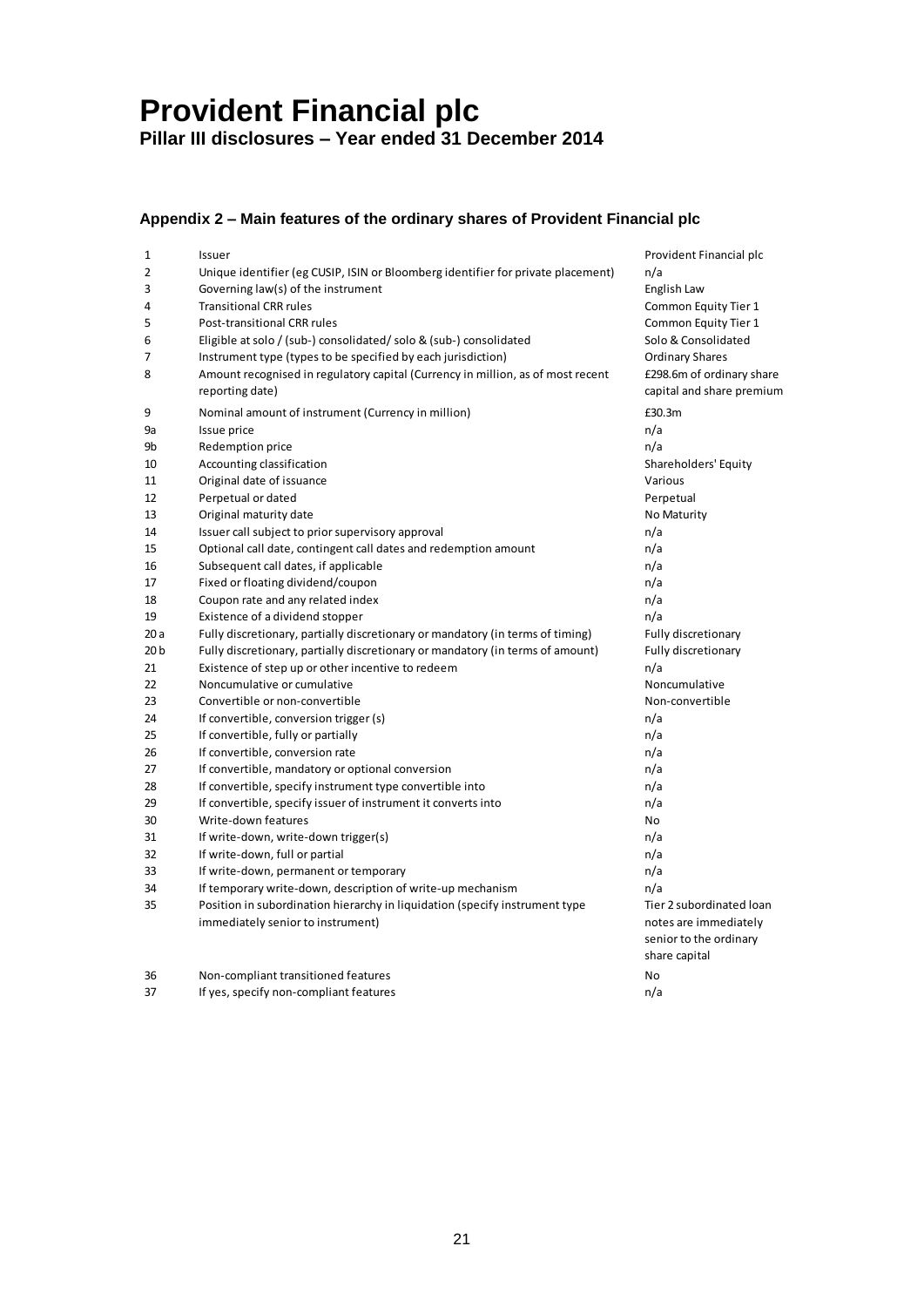# Provident Financial plc

**Pillar III disclosures – Year ended 31 December 2014**

### Appendix 2 – Main features of the ordinary shares of Provident Financial plc

| | | |
|---|---|---|
| 1 | Issuer | Provident Financial plc |
| 2 | Unique identifier (eg CUSIP, ISIN or Bloomberg identifier for private placement) | n/a |
| 3 | Governing law(s) of the instrument | English Law |
| 4 | Transitional CRR rules | Common Equity Tier 1 |
| 5 | Post-transitional CRR rules | Common Equity Tier 1 |
| 6 | Eligible at solo / (sub-) consolidated/ solo & (sub-) consolidated | Solo & Consolidated |
| 7 | Instrument type (types to be specified by each jurisdiction) | Ordinary Shares |
| 8 | Amount recognised in regulatory capital (Currency in million, as of most recent reporting date) | £298.6m of ordinary share capital and share premium |
| 9 | Nominal amount of instrument (Currency in million) | £30.3m |
| 9a | Issue price | n/a |
| 9b | Redemption price | n/a |
| 10 | Accounting classification | Shareholders' Equity |
| 11 | Original date of issuance | Various |
| 12 | Perpetual or dated | Perpetual |
| 13 | Original maturity date | No Maturity |
| 14 | Issuer call subject to prior supervisory approval | n/a |
| 15 | Optional call date, contingent call dates and redemption amount | n/a |
| 16 | Subsequent call dates, if applicable | n/a |
| 17 | Fixed or floating dividend/coupon | n/a |
| 18 | Coupon rate and any related index | n/a |
| 19 | Existence of a dividend stopper | n/a |
| 20 a | Fully discretionary, partially discretionary or mandatory (in terms of timing) | Fully discretionary |
| 20 b | Fully discretionary, partially discretionary or mandatory (in terms of amount) | Fully discretionary |
| 21 | Existence of step up or other incentive to redeem | n/a |
| 22 | Noncumulative or cumulative | Noncumulative |
| 23 | Convertible or non-convertible | Non-convertible |
| 24 | If convertible, conversion trigger (s) | n/a |
| 25 | If convertible, fully or partially | n/a |
| 26 | If convertible, conversion rate | n/a |
| 27 | If convertible, mandatory or optional conversion | n/a |
| 28 | If convertible, specify instrument type convertible into | n/a |
| 29 | If convertible, specify issuer of instrument it converts into | n/a |
| 30 | Write-down features | No |
| 31 | If write-down, write-down trigger(s) | n/a |
| 32 | If write-down, full or partial | n/a |
| 33 | If write-down, permanent or temporary | n/a |
| 34 | If temporary write-down, description of write-up mechanism | n/a |
| 35 | Position in subordination hierarchy in liquidation (specify instrument type immediately senior to instrument) | Tier 2 subordinated loan notes are immediately senior to the ordinary share capital |
| 36 | Non-compliant transitioned features | No |
| 37 | If yes, specify non-compliant features | n/a |